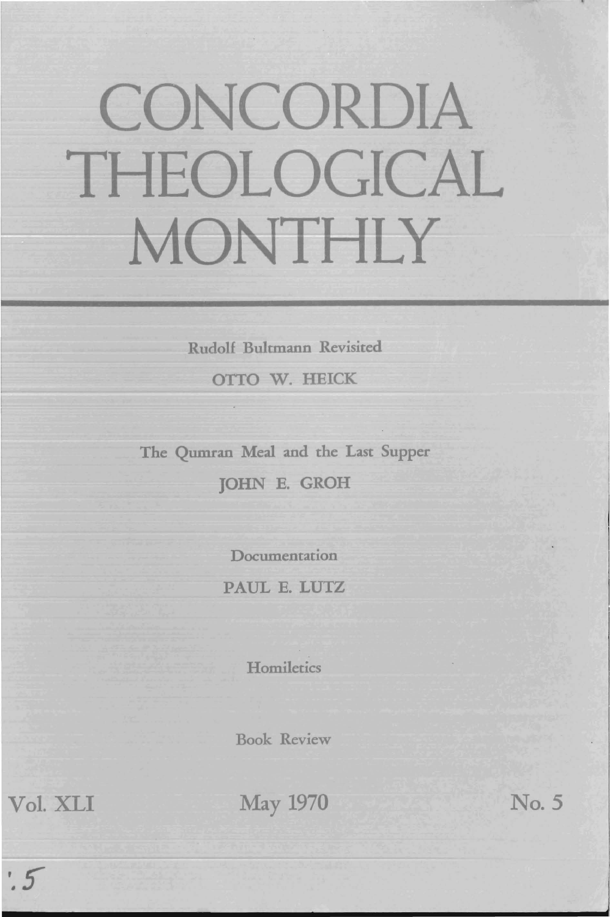# CONCORDIA THEOLOGICAL MONTHLY

Rudolf Bultmann Revisited

OTTO W. HEICK

The Qumran Meal and the Last Supper

JOHN E. GROH

Documentation

PAUL E. LUTZ

Homiletics

Book Review

Vol. XLI | May 1970 | No. 5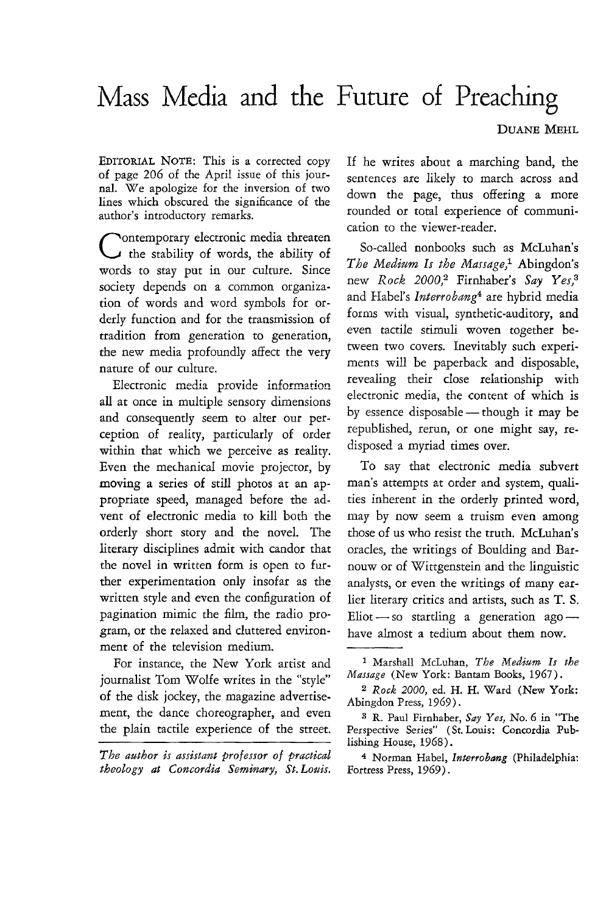# Mass Media and the Future of Preaching

DUANE MEHL

EDITORIAL NOTE: This is a corrected copy of page 206 of the April issue of this journal. We apologize for the inversion of two lines which obscured the significance of the author's introductory remarks.

Contemporary electronic media threaten the stability of words, the ability of words to stay put in our culture. Since society depends on a common organization of words and word symbols for orderly function and for the transmission of tradition from generation to generation, the new media profoundly affect the very nature of our culture.

Electronic media provide information all at once in multiple sensory dimensions and consequently seem to alter our perception of reality, particularly of order within that which we perceive as reality. Even the mechanical movie projector, by moving a series of still photos at an appropriate speed, managed before the advent of electronic media to kill both the orderly short story and the novel. The literary disciplines admit with candor that the novel in written form is open to further experimentation only insofar as the written style and even the configuration of pagination mimic the film, the radio program, or the relaxed and cluttered environment of the television medium.

For instance, the New York artist and journalist Tom Wolfe writes in the "style" of the disk jockey, the magazine advertisement, the dance choreographer, and even the plain tactile experience of the street. If he writes about a marching band, the sentences are likely to march across and down the page, thus offering a more rounded or total experience of communication to the viewer-reader.

So-called nonbooks such as McLuhan's *The Medium Is the Massage*,[1] Abingdon's new *Rock 2000*,[2] Firnhaber's *Say Yes*,[3] and Habel's *Interrobang*[4] are hybrid media forms with visual, synthetic-auditory, and even tactile stimuli woven together between two covers. Inevitably such experiments will be paperback and disposable, revealing their close relationship with electronic media, the content of which is by essence disposable — though it may be republished, rerun, or one might say, redisposed a myriad times over.

To say that electronic media subvert man's attempts at order and system, qualities inherent in the orderly printed word, may by now seem a truism even among those of us who resist the truth. McLuhan's oracles, the writings of Boulding and Barnouw or of Wittgenstein and the linguistic analysts, or even the writings of many earlier literary critics and artists, such as T. S. Eliot — so startling a generation ago — have almost a tedium about them now.

*The author is assistant professor of practical theology at Concordia Seminary, St. Louis.*

---

[1] Marshall McLuhan, *The Medium Is the Massage* (New York: Bantam Books, 1967).

[2] *Rock 2000*, ed. H. H. Ward (New York: Abingdon Press, 1969).

[3] R. Paul Firnhaber, *Say Yes*, No. 6 in "The Perspective Series" (St. Louis: Concordia Publishing House, 1968).

[4] Norman Habel, *Interrobang* (Philadelphia: Fortress Press, 1969).